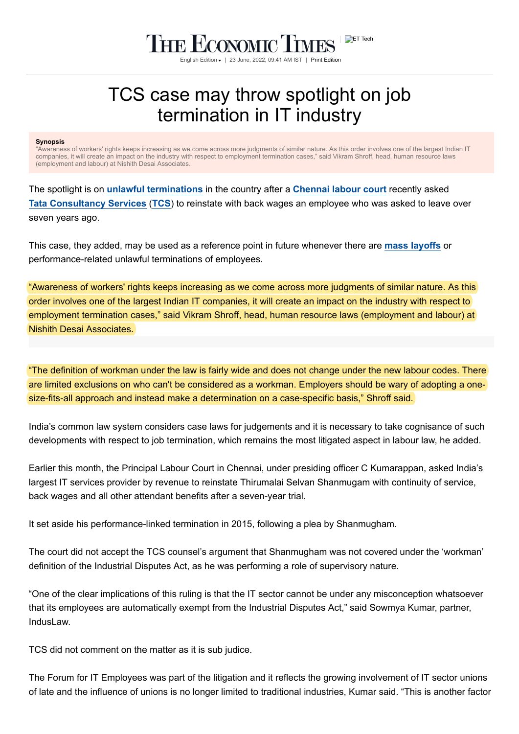# TCS case may throw spotlight on job termination in IT industry

**Synopsis**
"Awareness of workers' rights keeps increasing as we come across more judgments of similar nature. As this order involves one of the largest Indian IT companies, it will create an impact on the industry with respect to employment termination cases," said Vikram Shroff, head, human resource laws (employment and labour) at Nishith Desai Associates.

The spotlight is on **unlawful terminations** in the country after a **Chennai labour court** recently asked **Tata Consultancy Services** (**TCS**) to reinstate with back wages an employee who was asked to leave over seven years ago.

This case, they added, may be used as a reference point in future whenever there are **mass layoffs** or performance-related unlawful terminations of employees.

"Awareness of workers' rights keeps increasing as we come across more judgments of similar nature. As this order involves one of the largest Indian IT companies, it will create an impact on the industry with respect to employment termination cases," said Vikram Shroff, head, human resource laws (employment and labour) at Nishith Desai Associates.

"The definition of workman under the law is fairly wide and does not change under the new labour codes. There are limited exclusions on who can't be considered as a workman. Employers should be wary of adopting a one-size-fits-all approach and instead make a determination on a case-specific basis," Shroff said.

India's common law system considers case laws for judgements and it is necessary to take cognisance of such developments with respect to job termination, which remains the most litigated aspect in labour law, he added.

Earlier this month, the Principal Labour Court in Chennai, under presiding officer C Kumarappan, asked India's largest IT services provider by revenue to reinstate Thirumalai Selvan Shanmugam with continuity of service, back wages and all other attendant benefits after a seven-year trial.

It set aside his performance-linked termination in 2015, following a plea by Shanmugham.

The court did not accept the TCS counsel's argument that Shanmugham was not covered under the 'workman' definition of the Industrial Disputes Act, as he was performing a role of supervisory nature.

"One of the clear implications of this ruling is that the IT sector cannot be under any misconception whatsoever that its employees are automatically exempt from the Industrial Disputes Act," said Sowmya Kumar, partner, IndusLaw.

TCS did not comment on the matter as it is sub judice.

The Forum for IT Employees was part of the litigation and it reflects the growing involvement of IT sector unions of late and the influence of unions is no longer limited to traditional industries, Kumar said. "This is another factor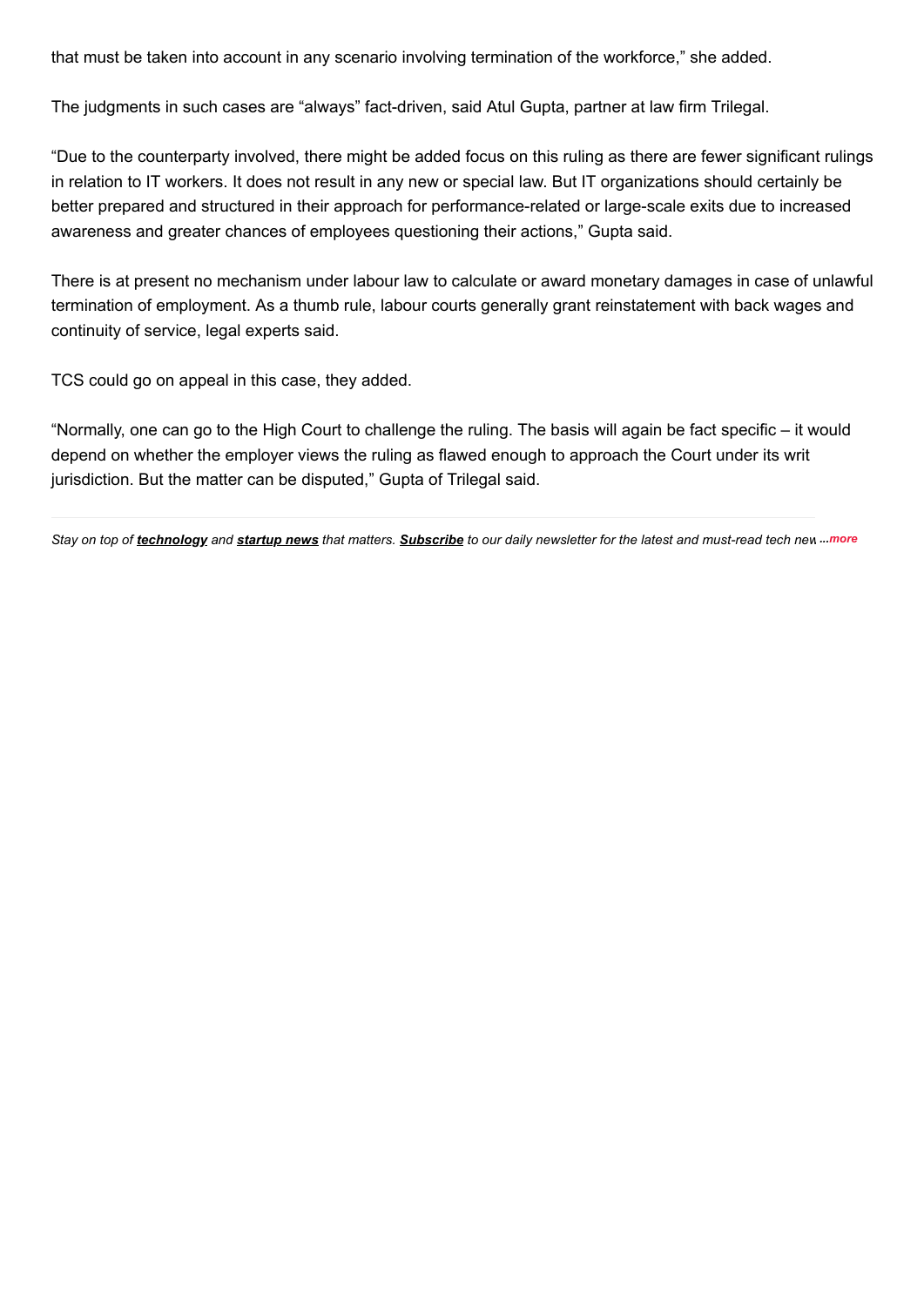that must be taken into account in any scenario involving termination of the workforce," she added.

The judgments in such cases are "always" fact-driven, said Atul Gupta, partner at law firm Trilegal.

"Due to the counterparty involved, there might be added focus on this ruling as there are fewer significant rulings in relation to IT workers. It does not result in any new or special law. But IT organizations should certainly be better prepared and structured in their approach for performance-related or large-scale exits due to increased awareness and greater chances of employees questioning their actions," Gupta said.

There is at present no mechanism under labour law to calculate or award monetary damages in case of unlawful termination of employment. As a thumb rule, labour courts generally grant reinstatement with back wages and continuity of service, legal experts said.

TCS could go on appeal in this case, they added.

"Normally, one can go to the High Court to challenge the ruling. The basis will again be fact specific – it would depend on whether the employer views the ruling as flawed enough to approach the Court under its writ jurisdiction. But the matter can be disputed," Gupta of Trilegal said.

---

*Stay on top of **technology** and **startup news** that matters. **Subscribe** to our daily newsletter for the latest and must-read tech new* ...***more***